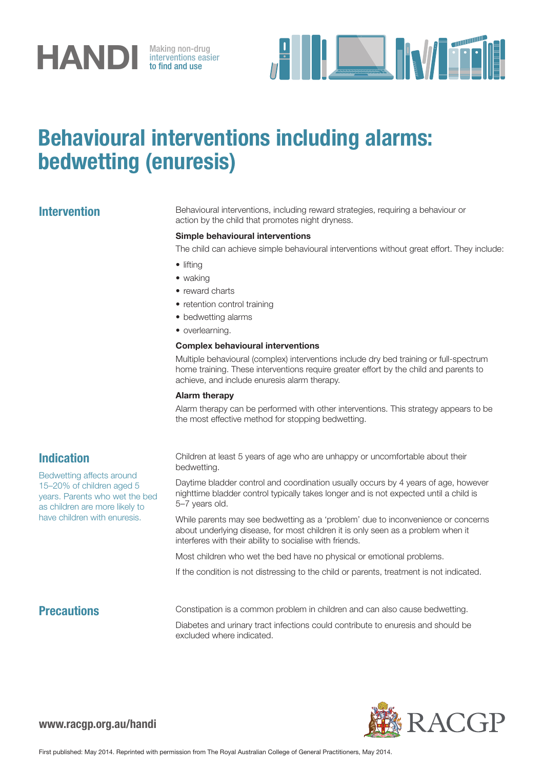HANDI Making non-drug interventions easier to find and use

# Behavioural interventions including alarms: bedwetting (enuresis)

## Intervention

Behavioural interventions, including reward strategies, requiring a behaviour or action by the child that promotes night dryness.

**Simple behavioural interventions**

The child can achieve simple behavioural interventions without great effort. They include:

- lifting
- waking
- reward charts
- retention control training
- bedwetting alarms
- overlearning.

**Complex behavioural interventions**

Multiple behavioural (complex) interventions include dry bed training or full-spectrum home training. These interventions require greater effort by the child and parents to achieve, and include enuresis alarm therapy.

**Alarm therapy**

Alarm therapy can be performed with other interventions. This strategy appears to be the most effective method for stopping bedwetting.

## Indication

Bedwetting affects around 15–20% of children aged 5 years. Parents who wet the bed as children are more likely to have children with enuresis.

Children at least 5 years of age who are unhappy or uncomfortable about their bedwetting.

Daytime bladder control and coordination usually occurs by 4 years of age, however nighttime bladder control typically takes longer and is not expected until a child is 5–7 years old.

While parents may see bedwetting as a 'problem' due to inconvenience or concerns about underlying disease, for most children it is only seen as a problem when it interferes with their ability to socialise with friends.

Most children who wet the bed have no physical or emotional problems.

If the condition is not distressing to the child or parents, treatment is not indicated.

## Precautions

Constipation is a common problem in children and can also cause bedwetting.

Diabetes and urinary tract infections could contribute to enuresis and should be excluded where indicated.

www.racgp.org.au/handi

RACGP

First published: May 2014. Reprinted with permission from The Royal Australian College of General Practitioners, May 2014.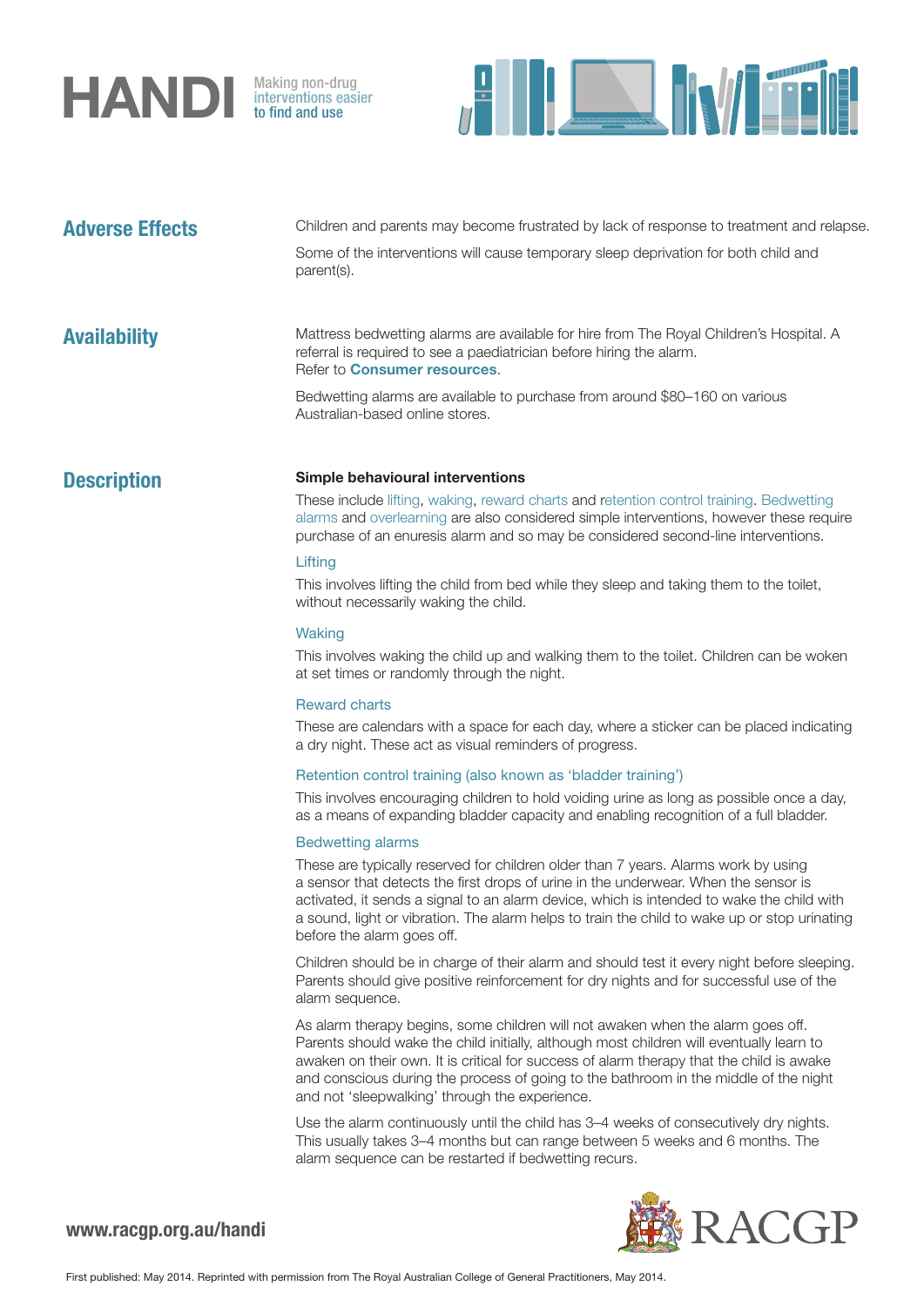## Adverse Effects

Children and parents may become frustrated by lack of response to treatment and relapse.

Some of the interventions will cause temporary sleep deprivation for both child and parent(s).

## Availability

Mattress bedwetting alarms are available for hire from The Royal Children's Hospital. A referral is required to see a paediatrician before hiring the alarm.
Refer to **Consumer resources**.

Bedwetting alarms are available to purchase from around $80–160 on various Australian-based online stores.

## Description

**Simple behavioural interventions**

These include lifting, waking, reward charts and retention control training. Bedwetting alarms and overlearning are also considered simple interventions, however these require purchase of an enuresis alarm and so may be considered second-line interventions.

### Lifting

This involves lifting the child from bed while they sleep and taking them to the toilet, without necessarily waking the child.

### Waking

This involves waking the child up and walking them to the toilet. Children can be woken at set times or randomly through the night.

### Reward charts

These are calendars with a space for each day, where a sticker can be placed indicating a dry night. These act as visual reminders of progress.

### Retention control training (also known as 'bladder training')

This involves encouraging children to hold voiding urine as long as possible once a day, as a means of expanding bladder capacity and enabling recognition of a full bladder.

### Bedwetting alarms

These are typically reserved for children older than 7 years. Alarms work by using a sensor that detects the first drops of urine in the underwear. When the sensor is activated, it sends a signal to an alarm device, which is intended to wake the child with a sound, light or vibration. The alarm helps to train the child to wake up or stop urinating before the alarm goes off.

Children should be in charge of their alarm and should test it every night before sleeping. Parents should give positive reinforcement for dry nights and for successful use of the alarm sequence.

As alarm therapy begins, some children will not awaken when the alarm goes off. Parents should wake the child initially, although most children will eventually learn to awaken on their own. It is critical for success of alarm therapy that the child is awake and conscious during the process of going to the bathroom in the middle of the night and not 'sleepwalking' through the experience.

Use the alarm continuously until the child has 3–4 weeks of consecutively dry nights. This usually takes 3–4 months but can range between 5 weeks and 6 months. The alarm sequence can be restarted if bedwetting recurs.

First published: May 2014. Reprinted with permission from The Royal Australian College of General Practitioners, May 2014.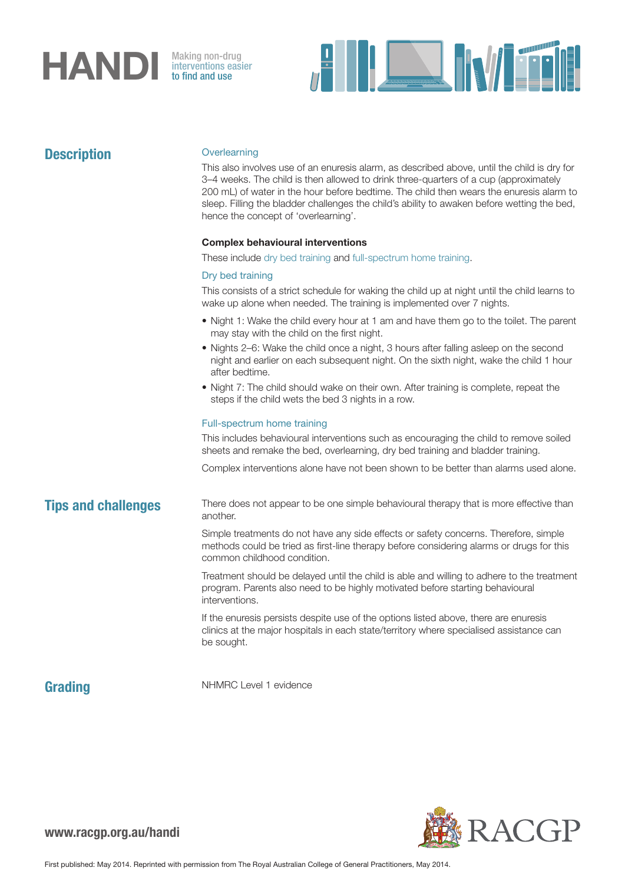## Description

### Overlearning

This also involves use of an enuresis alarm, as described above, until the child is dry for 3–4 weeks. The child is then allowed to drink three-quarters of a cup (approximately 200 mL) of water in the hour before bedtime. The child then wears the enuresis alarm to sleep. Filling the bladder challenges the child's ability to awaken before wetting the bed, hence the concept of 'overlearning'.

**Complex behavioural interventions**

These include dry bed training and full-spectrum home training.

### Dry bed training

This consists of a strict schedule for waking the child up at night until the child learns to wake up alone when needed. The training is implemented over 7 nights.

- Night 1: Wake the child every hour at 1 am and have them go to the toilet. The parent may stay with the child on the first night.
- Nights 2–6: Wake the child once a night, 3 hours after falling asleep on the second night and earlier on each subsequent night. On the sixth night, wake the child 1 hour after bedtime.
- Night 7: The child should wake on their own. After training is complete, repeat the steps if the child wets the bed 3 nights in a row.

### Full-spectrum home training

This includes behavioural interventions such as encouraging the child to remove soiled sheets and remake the bed, overlearning, dry bed training and bladder training.

Complex interventions alone have not been shown to be better than alarms used alone.

## Tips and challenges

There does not appear to be one simple behavioural therapy that is more effective than another.

Simple treatments do not have any side effects or safety concerns. Therefore, simple methods could be tried as first-line therapy before considering alarms or drugs for this common childhood condition.

Treatment should be delayed until the child is able and willing to adhere to the treatment program. Parents also need to be highly motivated before starting behavioural interventions.

If the enuresis persists despite use of the options listed above, there are enuresis clinics at the major hospitals in each state/territory where specialised assistance can be sought.

## Grading

NHMRC Level 1 evidence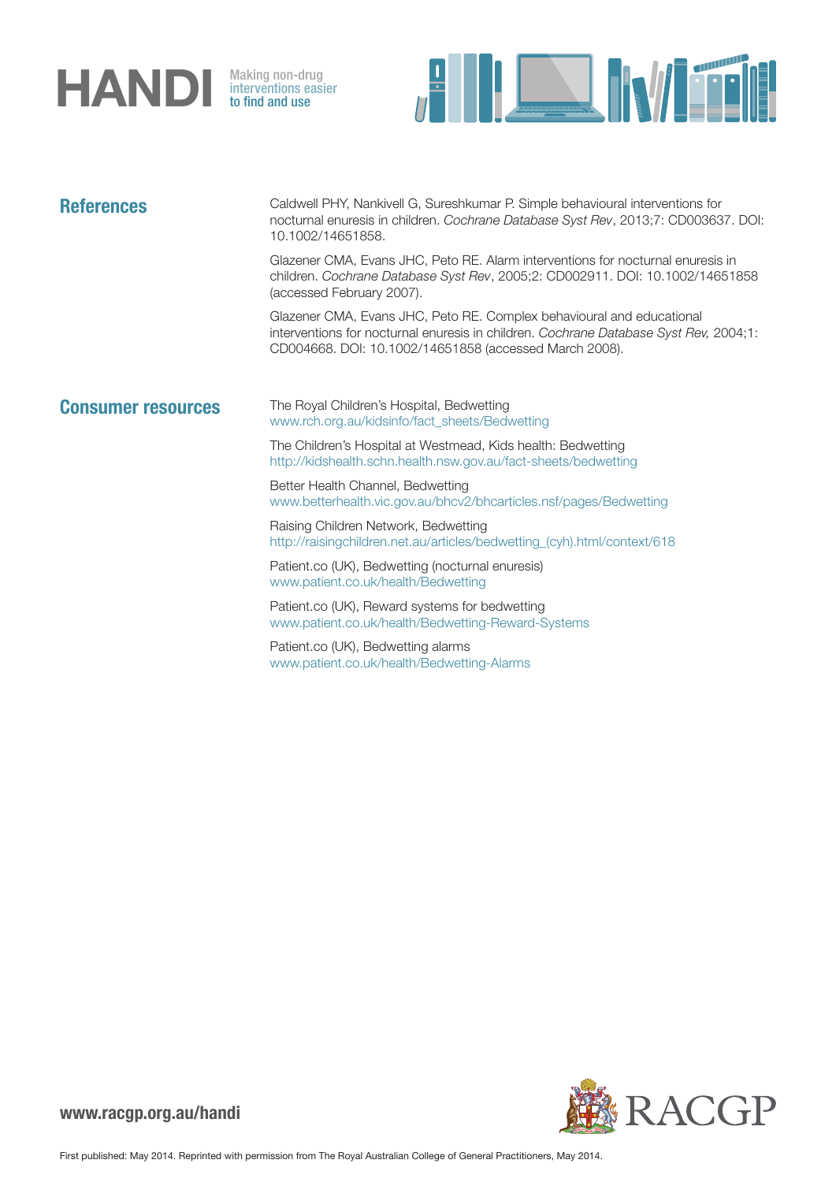HANDI Making non-drug interventions easier to find and use

## References

Caldwell PHY, Nankivell G, Sureshkumar P. Simple behavioural interventions for nocturnal enuresis in children. *Cochrane Database Syst Rev*, 2013;7: CD003637. DOI: 10.1002/14651858.

Glazener CMA, Evans JHC, Peto RE. Alarm interventions for nocturnal enuresis in children. *Cochrane Database Syst Rev*, 2005;2: CD002911. DOI: 10.1002/14651858 (accessed February 2007).

Glazener CMA, Evans JHC, Peto RE. Complex behavioural and educational interventions for nocturnal enuresis in children. *Cochrane Database Syst Rev,* 2004;1: CD004668. DOI: 10.1002/14651858 (accessed March 2008).

## Consumer resources

The Royal Children's Hospital, Bedwetting
www.rch.org.au/kidsinfo/fact_sheets/Bedwetting

The Children's Hospital at Westmead, Kids health: Bedwetting
http://kidshealth.schn.health.nsw.gov.au/fact-sheets/bedwetting

Better Health Channel, Bedwetting
www.betterhealth.vic.gov.au/bhcv2/bhcarticles.nsf/pages/Bedwetting

Raising Children Network, Bedwetting
http://raisingchildren.net.au/articles/bedwetting_(cyh).html/context/618

Patient.co (UK), Bedwetting (nocturnal enuresis)
www.patient.co.uk/health/Bedwetting

Patient.co (UK), Reward systems for bedwetting
www.patient.co.uk/health/Bedwetting-Reward-Systems

Patient.co (UK), Bedwetting alarms
www.patient.co.uk/health/Bedwetting-Alarms

**www.racgp.org.au/handi**

RACGP

First published: May 2014. Reprinted with permission from The Royal Australian College of General Practitioners, May 2014.